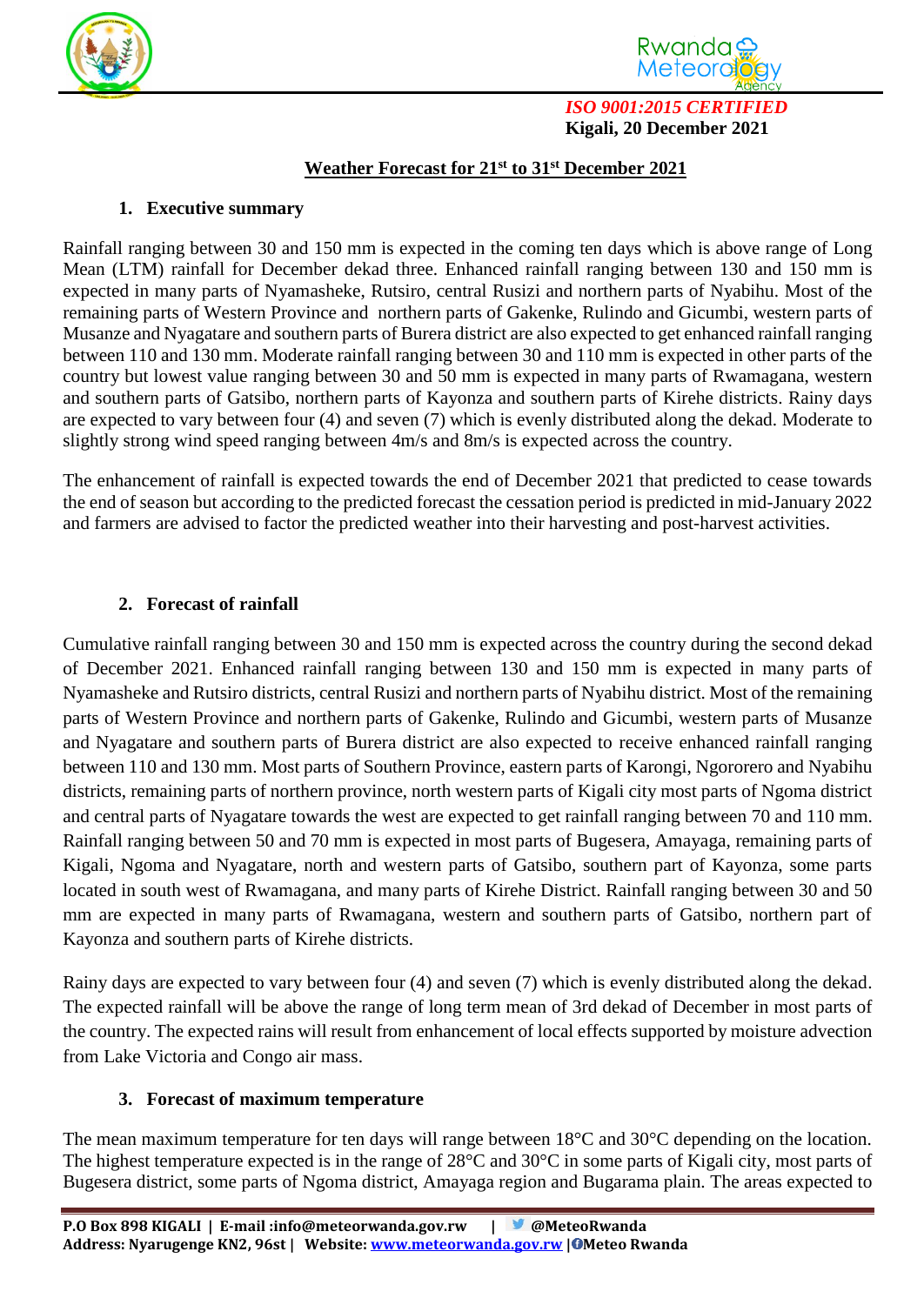*ISO 9001:2015 CERTIFIED*

**Kigali, 20 December 2021**

# Weather Forecast for 21st to 31st December 2021

## 1. Executive summary

Rainfall ranging between 30 and 150 mm is expected in the coming ten days which is above range of Long Mean (LTM) rainfall for December dekad three. Enhanced rainfall ranging between 130 and 150 mm is expected in many parts of Nyamasheke, Rutsiro, central Rusizi and northern parts of Nyabihu. Most of the remaining parts of Western Province and northern parts of Gakenke, Rulindo and Gicumbi, western parts of Musanze and Nyagatare and southern parts of Burera district are also expected to get enhanced rainfall ranging between 110 and 130 mm. Moderate rainfall ranging between 30 and 110 mm is expected in other parts of the country but lowest value ranging between 30 and 50 mm is expected in many parts of Rwamagana, western and southern parts of Gatsibo, northern parts of Kayonza and southern parts of Kirehe districts. Rainy days are expected to vary between four (4) and seven (7) which is evenly distributed along the dekad. Moderate to slightly strong wind speed ranging between 4m/s and 8m/s is expected across the country.

The enhancement of rainfall is expected towards the end of December 2021 that predicted to cease towards the end of season but according to the predicted forecast the cessation period is predicted in mid-January 2022 and farmers are advised to factor the predicted weather into their harvesting and post-harvest activities.

## 2. Forecast of rainfall

Cumulative rainfall ranging between 30 and 150 mm is expected across the country during the second dekad of December 2021. Enhanced rainfall ranging between 130 and 150 mm is expected in many parts of Nyamasheke and Rutsiro districts, central Rusizi and northern parts of Nyabihu district. Most of the remaining parts of Western Province and northern parts of Gakenke, Rulindo and Gicumbi, western parts of Musanze and Nyagatare and southern parts of Burera district are also expected to receive enhanced rainfall ranging between 110 and 130 mm. Most parts of Southern Province, eastern parts of Karongi, Ngororero and Nyabihu districts, remaining parts of northern province, north western parts of Kigali city most parts of Ngoma district and central parts of Nyagatare towards the west are expected to get rainfall ranging between 70 and 110 mm. Rainfall ranging between 50 and 70 mm is expected in most parts of Bugesera, Amayaga, remaining parts of Kigali, Ngoma and Nyagatare, north and western parts of Gatsibo, southern part of Kayonza, some parts located in south west of Rwamagana, and many parts of Kirehe District. Rainfall ranging between 30 and 50 mm are expected in many parts of Rwamagana, western and southern parts of Gatsibo, northern part of Kayonza and southern parts of Kirehe districts.

Rainy days are expected to vary between four (4) and seven (7) which is evenly distributed along the dekad. The expected rainfall will be above the range of long term mean of 3rd dekad of December in most parts of the country. The expected rains will result from enhancement of local effects supported by moisture advection from Lake Victoria and Congo air mass.

## 3. Forecast of maximum temperature

The mean maximum temperature for ten days will range between 18°C and 30°C depending on the location. The highest temperature expected is in the range of 28°C and 30°C in some parts of Kigali city, most parts of Bugesera district, some parts of Ngoma district, Amayaga region and Bugarama plain. The areas expected to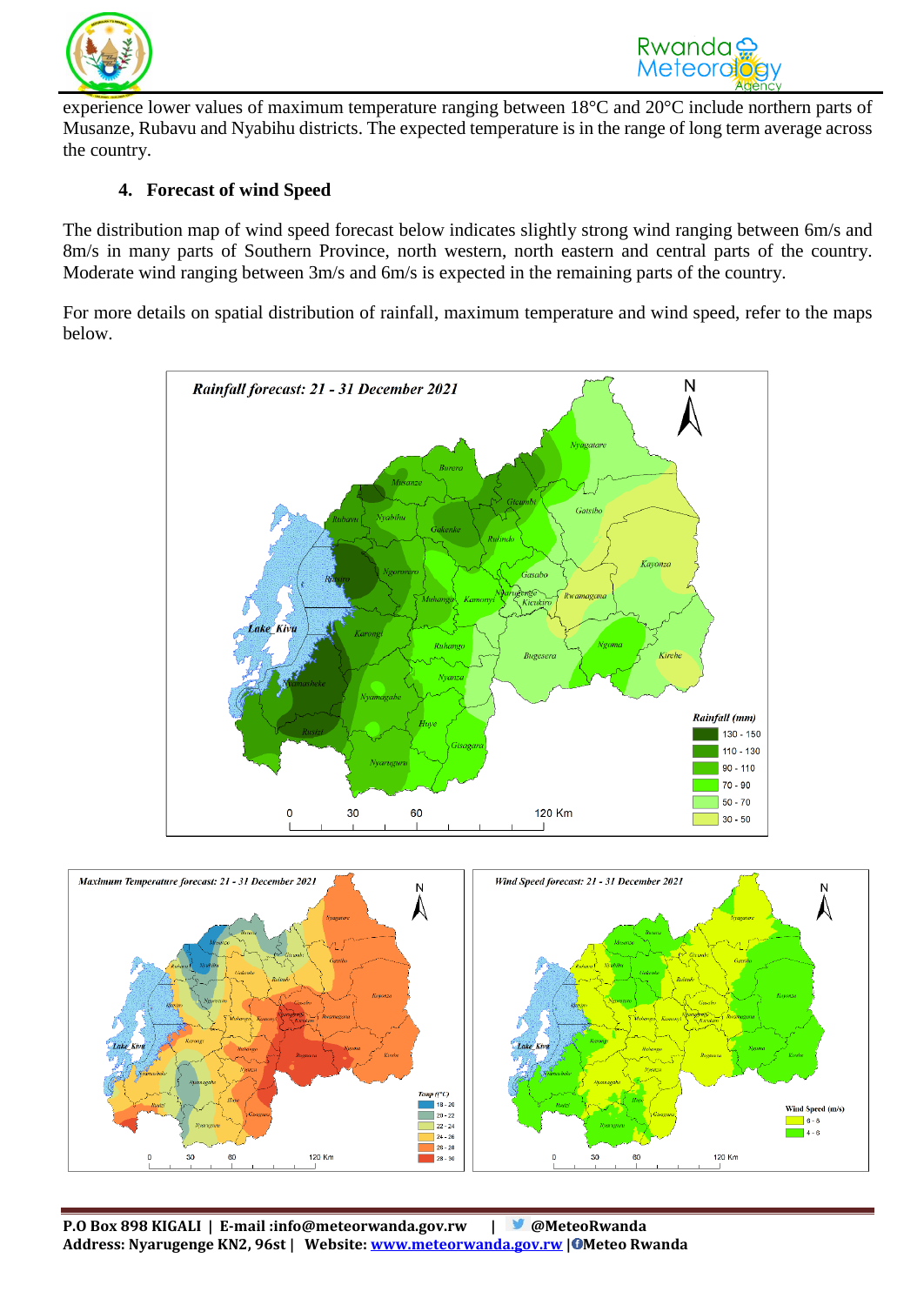experience lower values of maximum temperature ranging between 18°C and 20°C include northern parts of Musanze, Rubavu and Nyabihu districts. The expected temperature is in the range of long term average across the country.

### 4. Forecast of wind Speed

The distribution map of wind speed forecast below indicates slightly strong wind ranging between 6m/s and 8m/s in many parts of Southern Province, north western, north eastern and central parts of the country. Moderate wind ranging between 3m/s and 6m/s is expected in the remaining parts of the country.

For more details on spatial distribution of rainfall, maximum temperature and wind speed, refer to the maps below.

*Rainfall forecast: 21 - 31 December 2021*

N

Nyagatare
Burera
Musanze
Gicumbi
Gatsibo
Rubavu
Nyabihu
Gakenke
Rulindo
Kayonza
Rutsiro
Ngororero
Gasabo
Nyarugenge
Kicukiro
Rwamagana
Muhanga
Kamonyi
Lake_Kivu
Karongi
Ruhango
Ngoma
Bugesera
Kirehe
Nyanza
Nyamasheke
Nyamagabe
Huye
Rusizi
Gisagara
Nyaruguru

Rainfall (mm)
130 - 150
110 - 130
90 - 110
70 - 90
50 - 70
30 - 50

0 30 60 120 Km

*Maximum Temperature forecast: 21 - 31 December 2021*

N

Temp (°C)
18 - 20
20 - 22
22 - 24
24 - 26
26 - 28
28 - 30

0 30 60 120 Km

*Wind Speed forecast: 21 - 31 December 2021*

N

Wind Speed (m/s)
6 - 8
4 - 6

0 30 60 120 Km

**P.O Box 898 KIGALI | E-mail :info@meteorwanda.gov.rw | @MeteoRwanda**
**Address: Nyarugenge KN2, 96st | Website: www.meteorwanda.gov.rw | Meteo Rwanda**